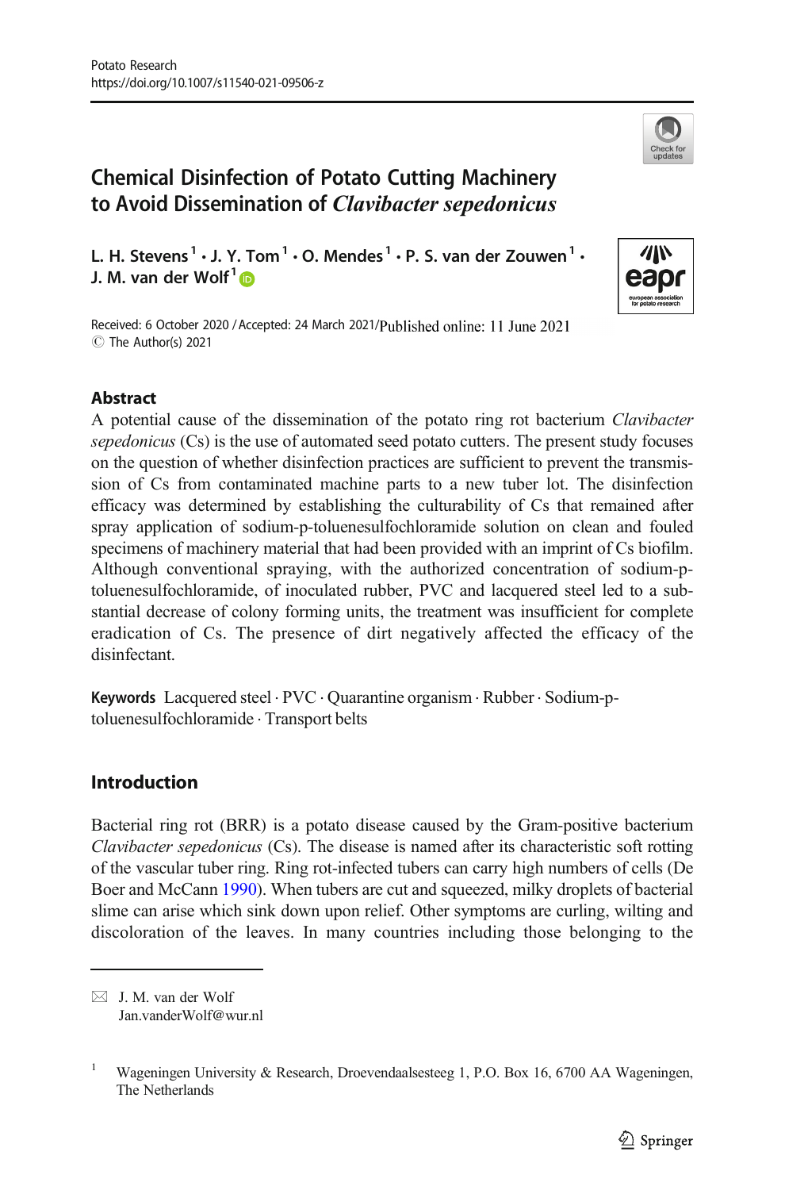# Chemical Disinfection of Potato Cutting Machinery to Avoid Dissemination of *Clavibacter sepedonicus*

L. H. Stevens[1] · J. Y. Tom[1] · O. Mendes[1] · P. S. van der Zouwen[1] · J. M. van der Wolf[1]

Received: 6 October 2020 / Accepted: 24 March 2021/Published online: 11 June 2021
© The Author(s) 2021

## Abstract

A potential cause of the dissemination of the potato ring rot bacterium *Clavibacter sepedonicus* (Cs) is the use of automated seed potato cutters. The present study focuses on the question of whether disinfection practices are sufficient to prevent the transmission of Cs from contaminated machine parts to a new tuber lot. The disinfection efficacy was determined by establishing the culturability of Cs that remained after spray application of sodium-p-toluenesulfochloramide solution on clean and fouled specimens of machinery material that had been provided with an imprint of Cs biofilm. Although conventional spraying, with the authorized concentration of sodium-p-toluenesulfochloramide, of inoculated rubber, PVC and lacquered steel led to a substantial decrease of colony forming units, the treatment was insufficient for complete eradication of Cs. The presence of dirt negatively affected the efficacy of the disinfectant.

**Keywords** Lacquered steel · PVC · Quarantine organism · Rubber · Sodium-p-toluenesulfochloramide · Transport belts

## Introduction

Bacterial ring rot (BRR) is a potato disease caused by the Gram-positive bacterium *Clavibacter sepedonicus* (Cs). The disease is named after its characteristic soft rotting of the vascular tuber ring. Ring rot-infected tubers can carry high numbers of cells (De Boer and McCann 1990). When tubers are cut and squeezed, milky droplets of bacterial slime can arise which sink down upon relief. Other symptoms are curling, wilting and discoloration of the leaves. In many countries including those belonging to the

✉ J. M. van der Wolf
Jan.vanderWolf@wur.nl

[1] Wageningen University & Research, Droevendaalsesteeg 1, P.O. Box 16, 6700 AA Wageningen, The Netherlands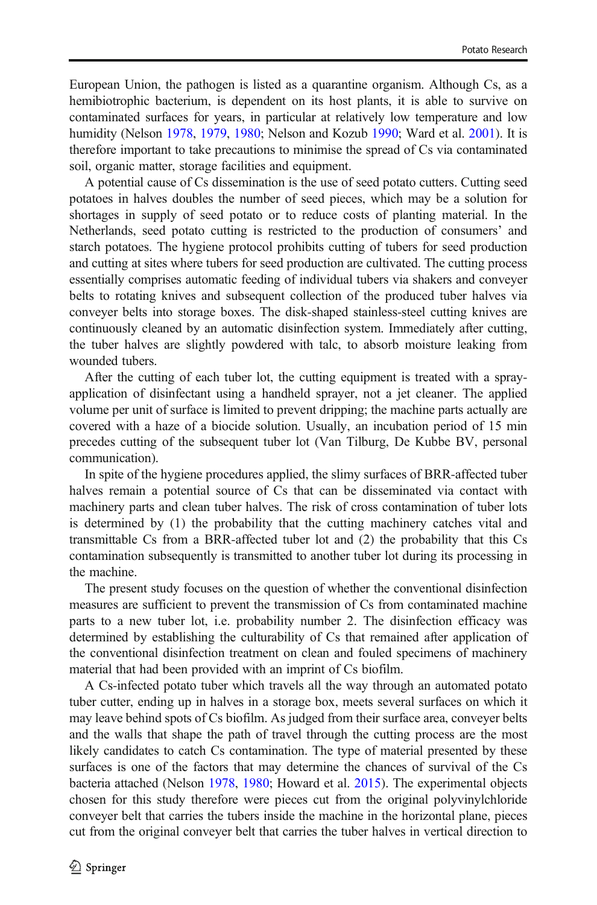European Union, the pathogen is listed as a quarantine organism. Although Cs, as a hemibiotrophic bacterium, is dependent on its host plants, it is able to survive on contaminated surfaces for years, in particular at relatively low temperature and low humidity (Nelson 1978, 1979, 1980; Nelson and Kozub 1990; Ward et al. 2001). It is therefore important to take precautions to minimise the spread of Cs via contaminated soil, organic matter, storage facilities and equipment.

A potential cause of Cs dissemination is the use of seed potato cutters. Cutting seed potatoes in halves doubles the number of seed pieces, which may be a solution for shortages in supply of seed potato or to reduce costs of planting material. In the Netherlands, seed potato cutting is restricted to the production of consumers' and starch potatoes. The hygiene protocol prohibits cutting of tubers for seed production and cutting at sites where tubers for seed production are cultivated. The cutting process essentially comprises automatic feeding of individual tubers via shakers and conveyer belts to rotating knives and subsequent collection of the produced tuber halves via conveyer belts into storage boxes. The disk-shaped stainless-steel cutting knives are continuously cleaned by an automatic disinfection system. Immediately after cutting, the tuber halves are slightly powdered with talc, to absorb moisture leaking from wounded tubers.

After the cutting of each tuber lot, the cutting equipment is treated with a spray-application of disinfectant using a handheld sprayer, not a jet cleaner. The applied volume per unit of surface is limited to prevent dripping; the machine parts actually are covered with a haze of a biocide solution. Usually, an incubation period of 15 min precedes cutting of the subsequent tuber lot (Van Tilburg, De Kubbe BV, personal communication).

In spite of the hygiene procedures applied, the slimy surfaces of BRR-affected tuber halves remain a potential source of Cs that can be disseminated via contact with machinery parts and clean tuber halves. The risk of cross contamination of tuber lots is determined by (1) the probability that the cutting machinery catches vital and transmittable Cs from a BRR-affected tuber lot and (2) the probability that this Cs contamination subsequently is transmitted to another tuber lot during its processing in the machine.

The present study focuses on the question of whether the conventional disinfection measures are sufficient to prevent the transmission of Cs from contaminated machine parts to a new tuber lot, i.e. probability number 2. The disinfection efficacy was determined by establishing the culturability of Cs that remained after application of the conventional disinfection treatment on clean and fouled specimens of machinery material that had been provided with an imprint of Cs biofilm.

A Cs-infected potato tuber which travels all the way through an automated potato tuber cutter, ending up in halves in a storage box, meets several surfaces on which it may leave behind spots of Cs biofilm. As judged from their surface area, conveyer belts and the walls that shape the path of travel through the cutting process are the most likely candidates to catch Cs contamination. The type of material presented by these surfaces is one of the factors that may determine the chances of survival of the Cs bacteria attached (Nelson 1978, 1980; Howard et al. 2015). The experimental objects chosen for this study therefore were pieces cut from the original polyvinylchloride conveyer belt that carries the tubers inside the machine in the horizontal plane, pieces cut from the original conveyer belt that carries the tuber halves in vertical direction to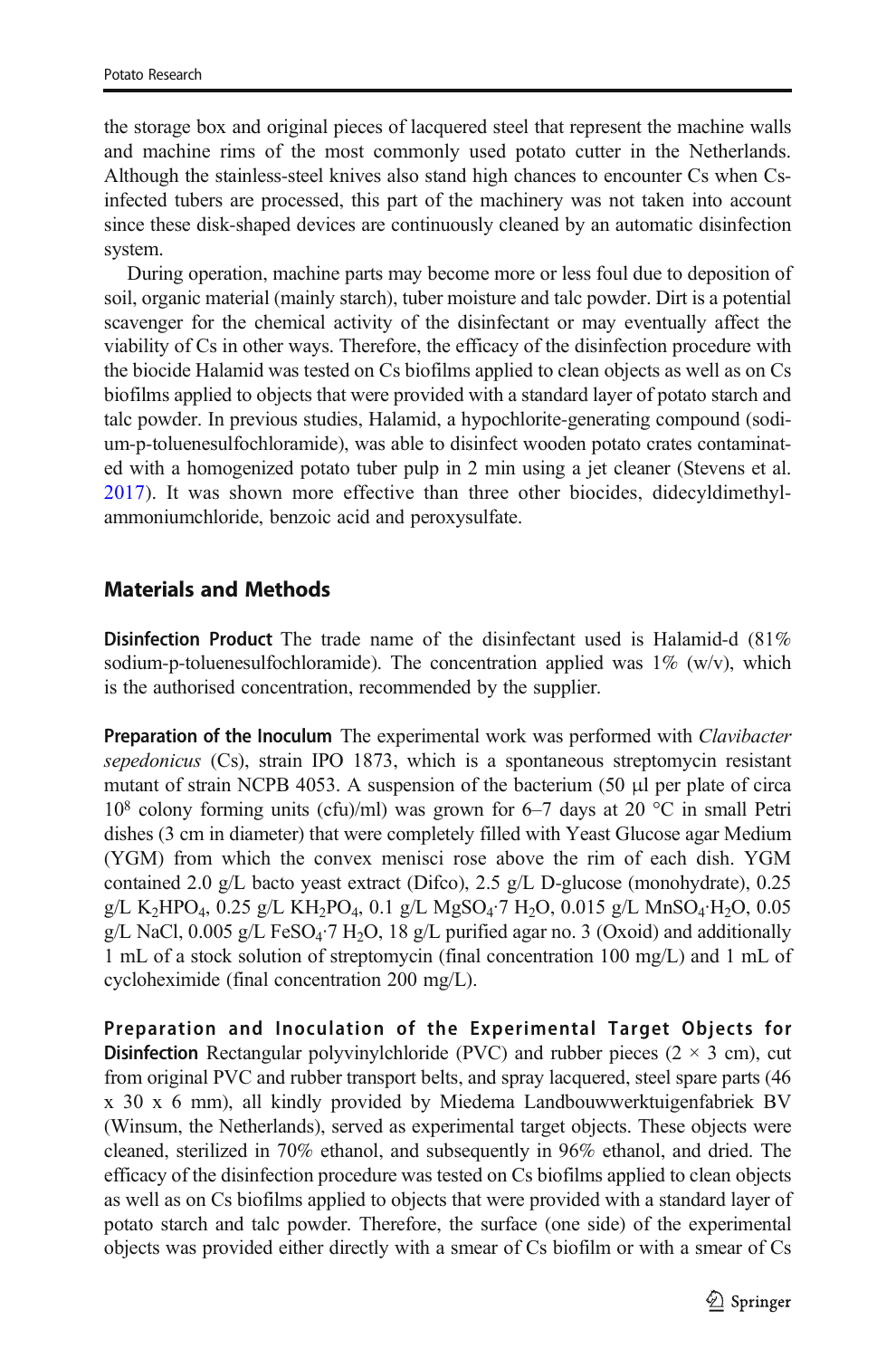the storage box and original pieces of lacquered steel that represent the machine walls and machine rims of the most commonly used potato cutter in the Netherlands. Although the stainless-steel knives also stand high chances to encounter Cs when Cs-infected tubers are processed, this part of the machinery was not taken into account since these disk-shaped devices are continuously cleaned by an automatic disinfection system.

During operation, machine parts may become more or less foul due to deposition of soil, organic material (mainly starch), tuber moisture and talc powder. Dirt is a potential scavenger for the chemical activity of the disinfectant or may eventually affect the viability of Cs in other ways. Therefore, the efficacy of the disinfection procedure with the biocide Halamid was tested on Cs biofilms applied to clean objects as well as on Cs biofilms applied to objects that were provided with a standard layer of potato starch and talc powder. In previous studies, Halamid, a hypochlorite-generating compound (sodium-p-toluenesulfochloramide), was able to disinfect wooden potato crates contaminated with a homogenized potato tuber pulp in 2 min using a jet cleaner (Stevens et al. 2017). It was shown more effective than three other biocides, didecyldimethylammoniumchloride, benzoic acid and peroxysulfate.

## Materials and Methods

**Disinfection Product** The trade name of the disinfectant used is Halamid-d (81% sodium-p-toluenesulfochloramide). The concentration applied was 1% (w/v), which is the authorised concentration, recommended by the supplier.

**Preparation of the Inoculum** The experimental work was performed with *Clavibacter sepedonicus* (Cs), strain IPO 1873, which is a spontaneous streptomycin resistant mutant of strain NCPB 4053. A suspension of the bacterium (50 μl per plate of circa $10^8$ colony forming units (cfu)/ml) was grown for 6–7 days at 20 °C in small Petri dishes (3 cm in diameter) that were completely filled with Yeast Glucose agar Medium (YGM) from which the convex menisci rose above the rim of each dish. YGM contained 2.0 g/L bacto yeast extract (Difco), 2.5 g/L D-glucose (monohydrate), 0.25 g/L $K_2HPO_4$, 0.25 g/L $KH_2PO_4$, 0.1 g/L $MgSO_4 \cdot 7\ H_2O$, 0.015 g/L $MnSO_4 \cdot H_2O$, 0.05 g/L NaCl, 0.005 g/L $FeSO_4 \cdot 7\ H_2O$, 18 g/L purified agar no. 3 (Oxoid) and additionally 1 mL of a stock solution of streptomycin (final concentration 100 mg/L) and 1 mL of cycloheximide (final concentration 200 mg/L).

**Preparation and Inoculation of the Experimental Target Objects for Disinfection** Rectangular polyvinylchloride (PVC) and rubber pieces (2 × 3 cm), cut from original PVC and rubber transport belts, and spray lacquered, steel spare parts (46 x 30 x 6 mm), all kindly provided by Miedema Landbouwwerktuigenfabriek BV (Winsum, the Netherlands), served as experimental target objects. These objects were cleaned, sterilized in 70% ethanol, and subsequently in 96% ethanol, and dried. The efficacy of the disinfection procedure was tested on Cs biofilms applied to clean objects as well as on Cs biofilms applied to objects that were provided with a standard layer of potato starch and talc powder. Therefore, the surface (one side) of the experimental objects was provided either directly with a smear of Cs biofilm or with a smear of Cs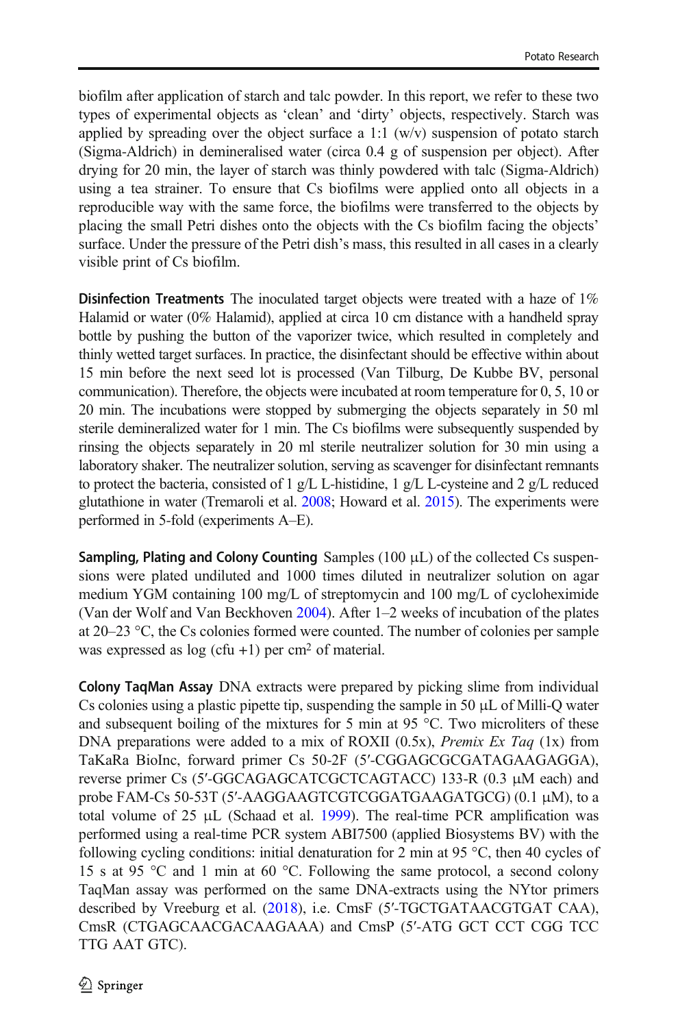biofilm after application of starch and talc powder. In this report, we refer to these two types of experimental objects as 'clean' and 'dirty' objects, respectively. Starch was applied by spreading over the object surface a 1:1 (w/v) suspension of potato starch (Sigma-Aldrich) in demineralised water (circa 0.4 g of suspension per object). After drying for 20 min, the layer of starch was thinly powdered with talc (Sigma-Aldrich) using a tea strainer. To ensure that Cs biofilms were applied onto all objects in a reproducible way with the same force, the biofilms were transferred to the objects by placing the small Petri dishes onto the objects with the Cs biofilm facing the objects' surface. Under the pressure of the Petri dish's mass, this resulted in all cases in a clearly visible print of Cs biofilm.

**Disinfection Treatments** The inoculated target objects were treated with a haze of 1% Halamid or water (0% Halamid), applied at circa 10 cm distance with a handheld spray bottle by pushing the button of the vaporizer twice, which resulted in completely and thinly wetted target surfaces. In practice, the disinfectant should be effective within about 15 min before the next seed lot is processed (Van Tilburg, De Kubbe BV, personal communication). Therefore, the objects were incubated at room temperature for 0, 5, 10 or 20 min. The incubations were stopped by submerging the objects separately in 50 ml sterile demineralized water for 1 min. The Cs biofilms were subsequently suspended by rinsing the objects separately in 20 ml sterile neutralizer solution for 30 min using a laboratory shaker. The neutralizer solution, serving as scavenger for disinfectant remnants to protect the bacteria, consisted of 1 g/L L-histidine, 1 g/L L-cysteine and 2 g/L reduced glutathione in water (Tremaroli et al. 2008; Howard et al. 2015). The experiments were performed in 5-fold (experiments A–E).

**Sampling, Plating and Colony Counting** Samples (100 μL) of the collected Cs suspensions were plated undiluted and 1000 times diluted in neutralizer solution on agar medium YGM containing 100 mg/L of streptomycin and 100 mg/L of cycloheximide (Van der Wolf and Van Beckhoven 2004). After 1–2 weeks of incubation of the plates at 20–23 °C, the Cs colonies formed were counted. The number of colonies per sample was expressed as log (cfu +1) per $cm^2$ of material.

**Colony TaqMan Assay** DNA extracts were prepared by picking slime from individual Cs colonies using a plastic pipette tip, suspending the sample in 50 μL of Milli-Q water and subsequent boiling of the mixtures for 5 min at 95 °C. Two microliters of these DNA preparations were added to a mix of ROXII (0.5x), *Premix Ex Taq* (1x) from TaKaRa BioInc, forward primer Cs 50-2F (5′-CGGAGCGCGATAGAAGAGGA), reverse primer Cs (5′-GGCAGAGCATCGCTCAGTACC) 133-R (0.3 μM each) and probe FAM-Cs 50-53T (5′-AAGGAAGTCGTCGGATGAAGATGCG) (0.1 μM), to a total volume of 25 μL (Schaad et al. 1999). The real-time PCR amplification was performed using a real-time PCR system ABI7500 (applied Biosystems BV) with the following cycling conditions: initial denaturation for 2 min at 95 °C, then 40 cycles of 15 s at 95 °C and 1 min at 60 °C. Following the same protocol, a second colony TaqMan assay was performed on the same DNA-extracts using the NYtor primers described by Vreeburg et al. (2018), i.e. CmsF (5′-TGCTGATAACGTGAT CAA), CmsR (CTGAGCAACGACAAGAAA) and CmsP (5′-ATG GCT CCT CGG TCC TTG AAT GTC).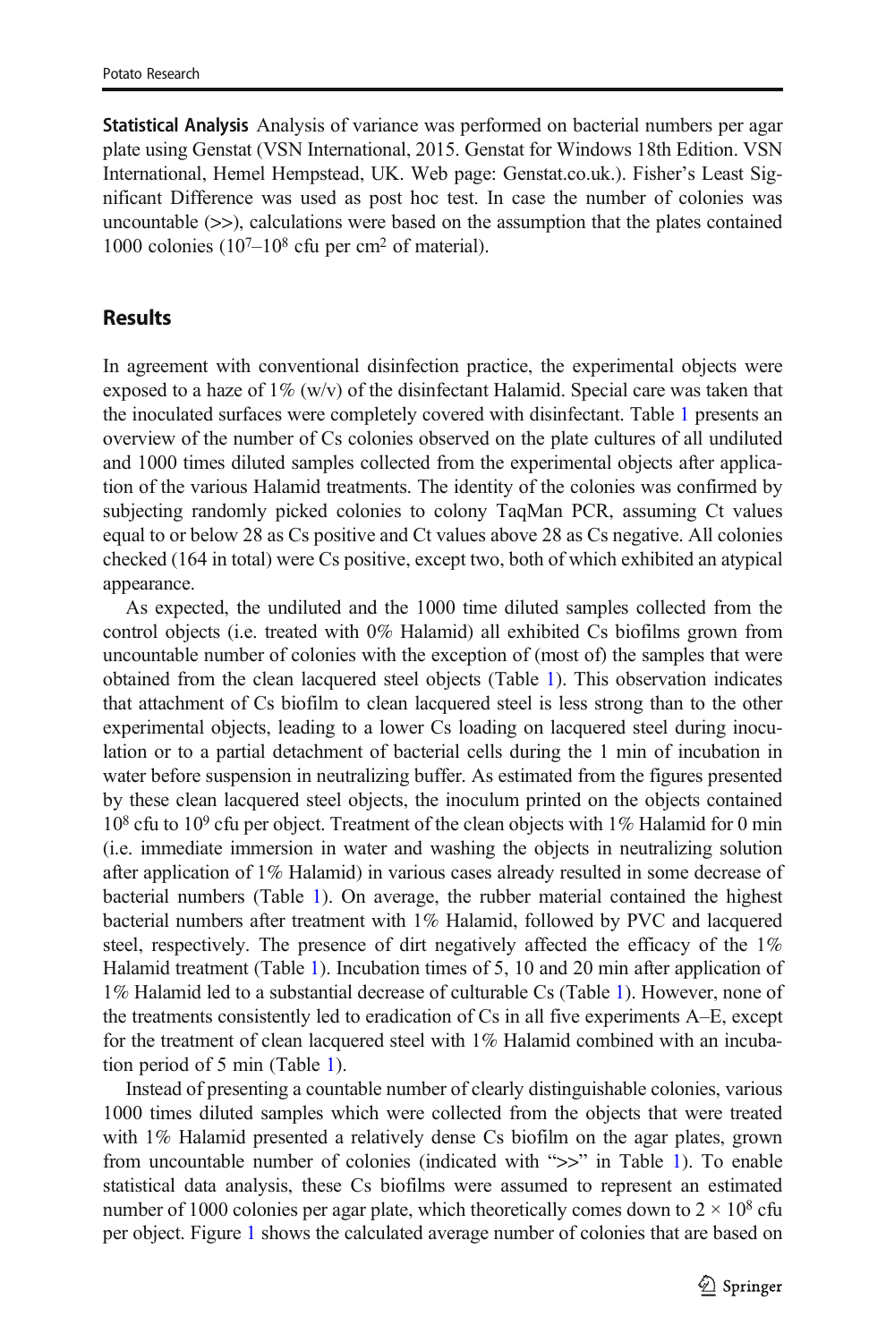**Statistical Analysis** Analysis of variance was performed on bacterial numbers per agar plate using Genstat (VSN International, 2015. Genstat for Windows 18th Edition. VSN International, Hemel Hempstead, UK. Web page: Genstat.co.uk.). Fisher's Least Significant Difference was used as post hoc test. In case the number of colonies was uncountable (>>), calculations were based on the assumption that the plates contained 1000 colonies ($10^7$–$10^8$ cfu per $cm^2$ of material).

## Results

In agreement with conventional disinfection practice, the experimental objects were exposed to a haze of 1% (w/v) of the disinfectant Halamid. Special care was taken that the inoculated surfaces were completely covered with disinfectant. Table 1 presents an overview of the number of Cs colonies observed on the plate cultures of all undiluted and 1000 times diluted samples collected from the experimental objects after application of the various Halamid treatments. The identity of the colonies was confirmed by subjecting randomly picked colonies to colony TaqMan PCR, assuming Ct values equal to or below 28 as Cs positive and Ct values above 28 as Cs negative. All colonies checked (164 in total) were Cs positive, except two, both of which exhibited an atypical appearance.

As expected, the undiluted and the 1000 time diluted samples collected from the control objects (i.e. treated with 0% Halamid) all exhibited Cs biofilms grown from uncountable number of colonies with the exception of (most of) the samples that were obtained from the clean lacquered steel objects (Table 1). This observation indicates that attachment of Cs biofilm to clean lacquered steel is less strong than to the other experimental objects, leading to a lower Cs loading on lacquered steel during inoculation or to a partial detachment of bacterial cells during the 1 min of incubation in water before suspension in neutralizing buffer. As estimated from the figures presented by these clean lacquered steel objects, the inoculum printed on the objects contained $10^8$ cfu to $10^9$ cfu per object. Treatment of the clean objects with 1% Halamid for 0 min (i.e. immediate immersion in water and washing the objects in neutralizing solution after application of 1% Halamid) in various cases already resulted in some decrease of bacterial numbers (Table 1). On average, the rubber material contained the highest bacterial numbers after treatment with 1% Halamid, followed by PVC and lacquered steel, respectively. The presence of dirt negatively affected the efficacy of the 1% Halamid treatment (Table 1). Incubation times of 5, 10 and 20 min after application of 1% Halamid led to a substantial decrease of culturable Cs (Table 1). However, none of the treatments consistently led to eradication of Cs in all five experiments A–E, except for the treatment of clean lacquered steel with 1% Halamid combined with an incubation period of 5 min (Table 1).

Instead of presenting a countable number of clearly distinguishable colonies, various 1000 times diluted samples which were collected from the objects that were treated with 1% Halamid presented a relatively dense Cs biofilm on the agar plates, grown from uncountable number of colonies (indicated with ">>" in Table 1). To enable statistical data analysis, these Cs biofilms were assumed to represent an estimated number of 1000 colonies per agar plate, which theoretically comes down to $2 \times 10^8$ cfu per object. Figure 1 shows the calculated average number of colonies that are based on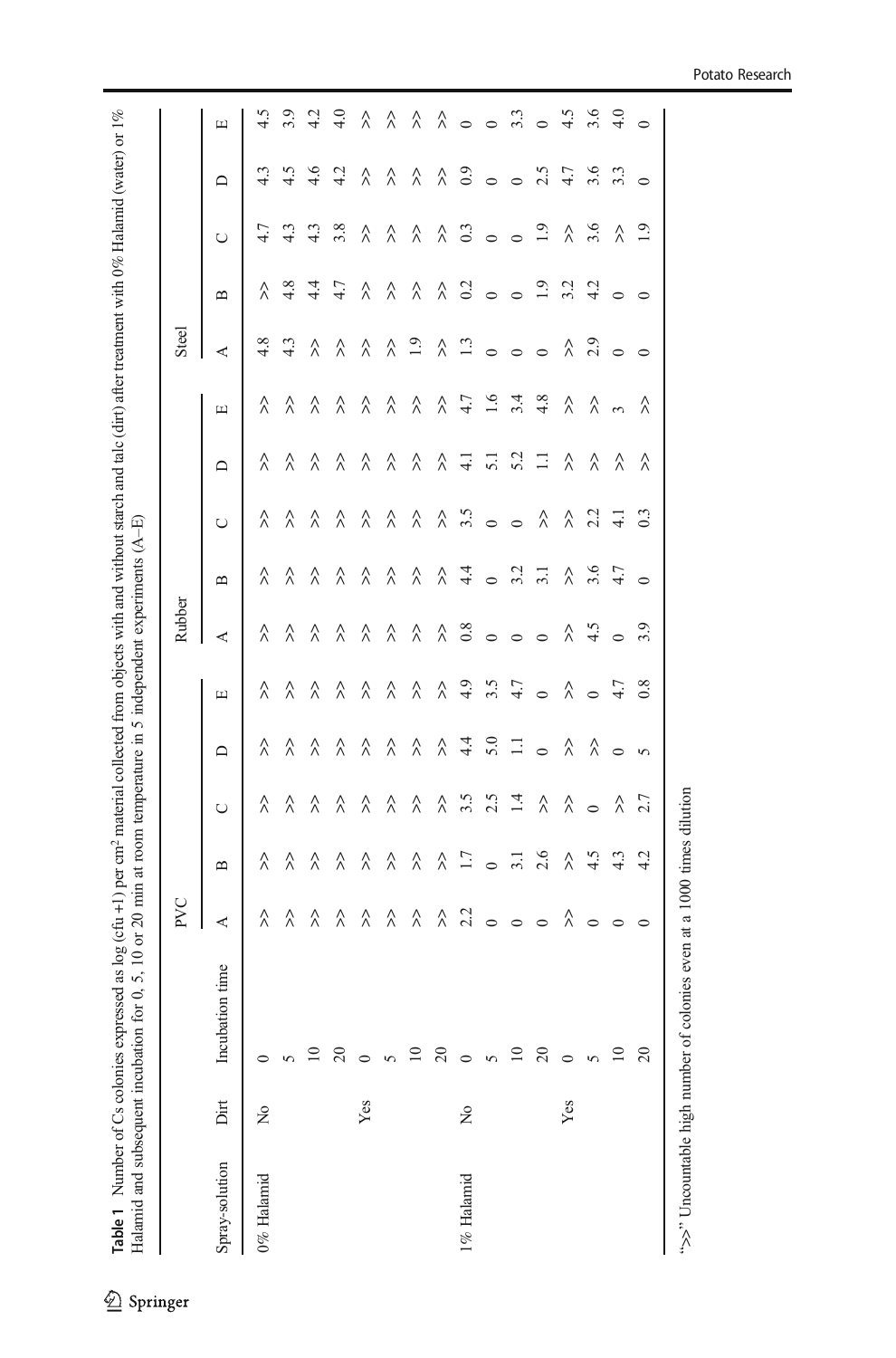**Table 1** Number of Cs colonies expressed as log (cfu +1) per cm² material collected from objects with and without starch and talc (dirt) after treatment with 0% Halamid (water) or 1% Halamid and subsequent incubation for 0, 5, 10 or 20 min at room temperature in 5 independent experiments (A–E)

| Spray-solution | Dirt | Incubation time | PVC | | | | | Rubber | | | | | Steel | | | | |
|---|---|---|---|---|---|---|---|---|---|---|---|---|---|---|---|---|---|
| | | | A | B | C | D | E | A | B | C | D | E | A | B | C | D | E |
| 0% Halamid | No | 0 | >> | >> | >> | >> | >> | >> | >> | >> | >> | >> | 4.8 | >> | 4.7 | 4.3 | 4.5 |
| | | 5 | >> | >> | >> | >> | >> | >> | >> | >> | >> | >> | 4.3 | 4.8 | 4.3 | 4.5 | 3.9 |
| | | 10 | >> | >> | >> | >> | >> | >> | >> | >> | >> | >> | >> | 4.4 | 4.3 | 4.6 | 4.2 |
| | | 20 | >> | >> | >> | >> | >> | >> | >> | >> | >> | >> | >> | 4.7 | 3.8 | 4.2 | 4.0 |
| | Yes | 0 | >> | >> | >> | >> | >> | >> | >> | >> | >> | >> | >> | >> | >> | >> | >> |
| | | 5 | >> | >> | >> | >> | >> | >> | >> | >> | >> | >> | >> | >> | >> | >> | >> |
| | | 10 | >> | >> | >> | >> | >> | >> | >> | >> | >> | >> | 1.9 | >> | >> | >> | >> |
| | | 20 | >> | >> | >> | >> | >> | >> | >> | >> | >> | >> | >> | >> | >> | >> | >> |
| 1% Halamid | No | 0 | 2.2 | 1.7 | 3.5 | 4.4 | 4.9 | 0.8 | 4.4 | 3.5 | 4.1 | 4.7 | 1.3 | 0.2 | 0.3 | 0.9 | 0 |
| | | 5 | 0 | 0 | 2.5 | 5.0 | 3.5 | 0 | 0 | 0 | 5.1 | 1.6 | 0 | 0 | 0 | 0 | 0 |
| | | 10 | 0 | 3.1 | 1.4 | 1.1 | 4.7 | 0 | 3.2 | 0 | 5.2 | 3.4 | 0 | 0 | 0 | 0 | 3.3 |
| | | 20 | 0 | 2.6 | >> | 0 | 0 | 0 | 3.1 | >> | 1.1 | 4.8 | 0 | 1.9 | 1.9 | 2.5 | 0 |
| | Yes | 0 | >> | >> | >> | >> | >> | >> | >> | >> | >> | >> | >> | 3.2 | >> | 4.7 | 4.5 |
| | | 5 | 0 | 4.5 | 0 | >> | 0 | 4.5 | 3.6 | 2.2 | >> | >> | 2.9 | 4.2 | 3.6 | 3.6 | 3.6 |
| | | 10 | 0 | 4.3 | >> | 0 | 4.7 | 0 | 4.7 | 4.1 | >> | 3 | 0 | 0 | >> | 3.3 | 4.0 |
| | | 20 | 0 | 4.2 | 2.7 | 5 | 0.8 | 3.9 | 0 | 0.3 | >> | >> | 0 | 0 | 1.9 | 0 | 0 |

">>" Uncountable high number of colonies even at a 1000 times dilution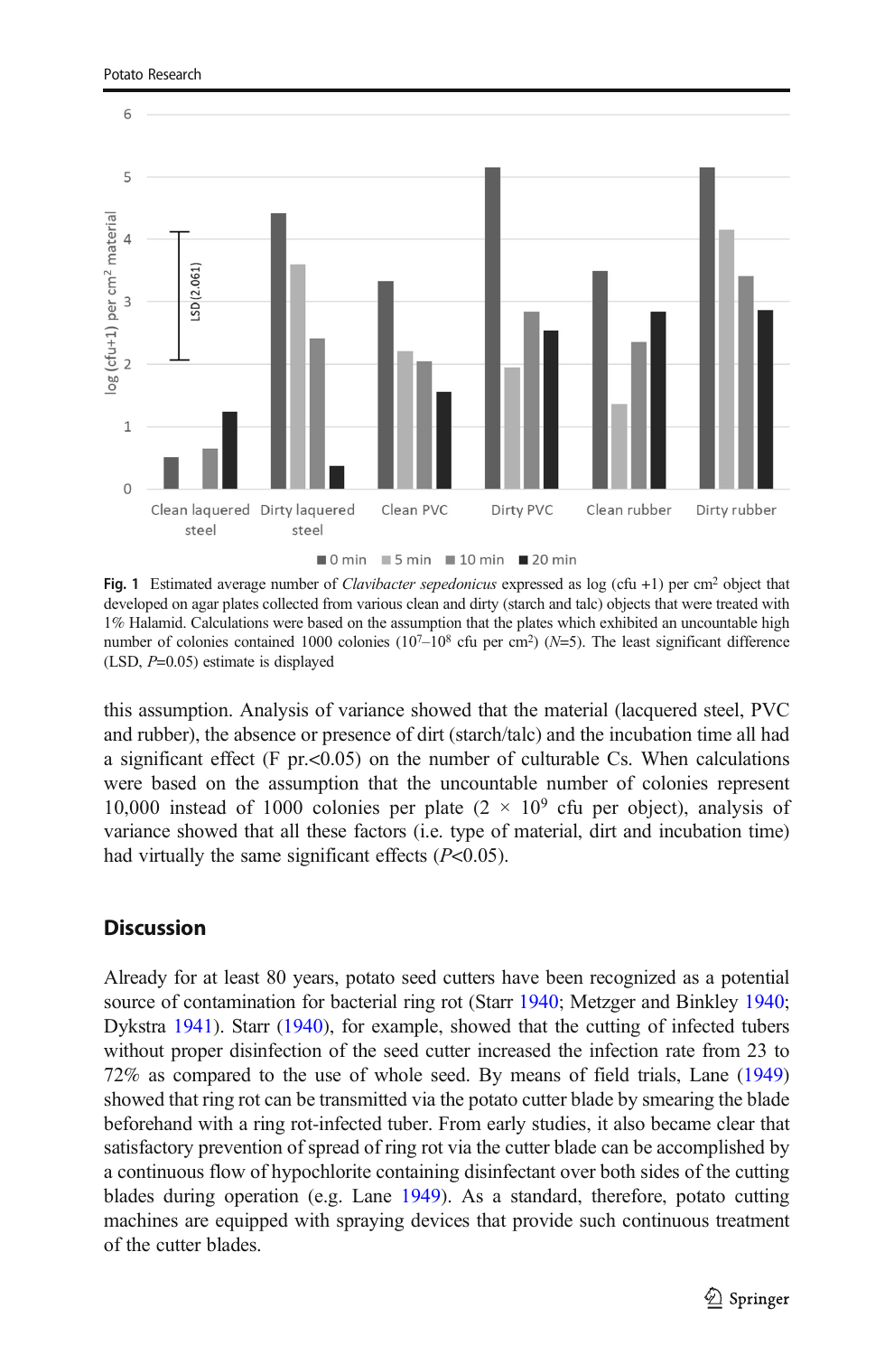**Fig. 1** Estimated average number of *Clavibacter sepedonicus* expressed as log (cfu +1) per cm$^2$ object that developed on agar plates collected from various clean and dirty (starch and talc) objects that were treated with 1% Halamid. Calculations were based on the assumption that the plates which exhibited an uncountable high number of colonies contained 1000 colonies ($10^7$–$10^8$ cfu per cm$^2$) ($N$=5). The least significant difference (LSD, $P$=0.05) estimate is displayed

this assumption. Analysis of variance showed that the material (lacquered steel, PVC and rubber), the absence or presence of dirt (starch/talc) and the incubation time all had a significant effect (F pr.<0.05) on the number of culturable Cs. When calculations were based on the assumption that the uncountable number of colonies represent 10,000 instead of 1000 colonies per plate ($2 \times 10^9$ cfu per object), analysis of variance showed that all these factors (i.e. type of material, dirt and incubation time) had virtually the same significant effects ($P$<0.05).

## Discussion

Already for at least 80 years, potato seed cutters have been recognized as a potential source of contamination for bacterial ring rot (Starr 1940; Metzger and Binkley 1940; Dykstra 1941). Starr (1940), for example, showed that the cutting of infected tubers without proper disinfection of the seed cutter increased the infection rate from 23 to 72% as compared to the use of whole seed. By means of field trials, Lane (1949) showed that ring rot can be transmitted via the potato cutter blade by smearing the blade beforehand with a ring rot-infected tuber. From early studies, it also became clear that satisfactory prevention of spread of ring rot via the cutter blade can be accomplished by a continuous flow of hypochlorite containing disinfectant over both sides of the cutting blades during operation (e.g. Lane 1949). As a standard, therefore, potato cutting machines are equipped with spraying devices that provide such continuous treatment of the cutter blades.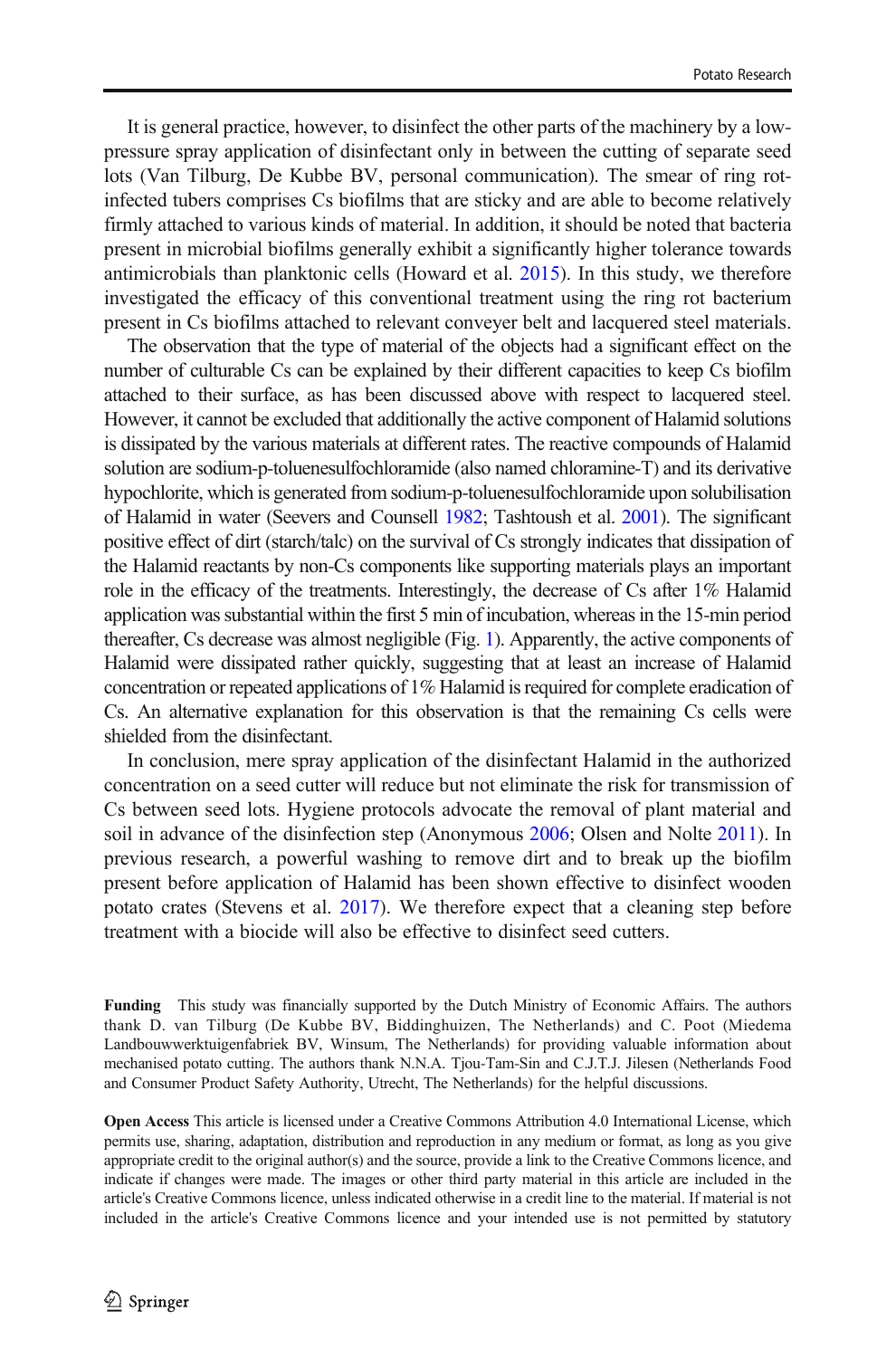It is general practice, however, to disinfect the other parts of the machinery by a low-pressure spray application of disinfectant only in between the cutting of separate seed lots (Van Tilburg, De Kubbe BV, personal communication). The smear of ring rot-infected tubers comprises Cs biofilms that are sticky and are able to become relatively firmly attached to various kinds of material. In addition, it should be noted that bacteria present in microbial biofilms generally exhibit a significantly higher tolerance towards antimicrobials than planktonic cells (Howard et al. 2015). In this study, we therefore investigated the efficacy of this conventional treatment using the ring rot bacterium present in Cs biofilms attached to relevant conveyer belt and lacquered steel materials.

The observation that the type of material of the objects had a significant effect on the number of culturable Cs can be explained by their different capacities to keep Cs biofilm attached to their surface, as has been discussed above with respect to lacquered steel. However, it cannot be excluded that additionally the active component of Halamid solutions is dissipated by the various materials at different rates. The reactive compounds of Halamid solution are sodium-p-toluenesulfochloramide (also named chloramine-T) and its derivative hypochlorite, which is generated from sodium-p-toluenesulfochloramide upon solubilisation of Halamid in water (Seevers and Counsell 1982; Tashtoush et al. 2001). The significant positive effect of dirt (starch/talc) on the survival of Cs strongly indicates that dissipation of the Halamid reactants by non-Cs components like supporting materials plays an important role in the efficacy of the treatments. Interestingly, the decrease of Cs after 1% Halamid application was substantial within the first 5 min of incubation, whereas in the 15-min period thereafter, Cs decrease was almost negligible (Fig. 1). Apparently, the active components of Halamid were dissipated rather quickly, suggesting that at least an increase of Halamid concentration or repeated applications of 1% Halamid is required for complete eradication of Cs. An alternative explanation for this observation is that the remaining Cs cells were shielded from the disinfectant.

In conclusion, mere spray application of the disinfectant Halamid in the authorized concentration on a seed cutter will reduce but not eliminate the risk for transmission of Cs between seed lots. Hygiene protocols advocate the removal of plant material and soil in advance of the disinfection step (Anonymous 2006; Olsen and Nolte 2011). In previous research, a powerful washing to remove dirt and to break up the biofilm present before application of Halamid has been shown effective to disinfect wooden potato crates (Stevens et al. 2017). We therefore expect that a cleaning step before treatment with a biocide will also be effective to disinfect seed cutters.

**Funding** This study was financially supported by the Dutch Ministry of Economic Affairs. The authors thank D. van Tilburg (De Kubbe BV, Biddinghuizen, The Netherlands) and C. Poot (Miedema Landbouwwerktuigenfabriek BV, Winsum, The Netherlands) for providing valuable information about mechanised potato cutting. The authors thank N.N.A. Tjou-Tam-Sin and C.J.T.J. Jilesen (Netherlands Food and Consumer Product Safety Authority, Utrecht, The Netherlands) for the helpful discussions.

**Open Access** This article is licensed under a Creative Commons Attribution 4.0 International License, which permits use, sharing, adaptation, distribution and reproduction in any medium or format, as long as you give appropriate credit to the original author(s) and the source, provide a link to the Creative Commons licence, and indicate if changes were made. The images or other third party material in this article are included in the article's Creative Commons licence, unless indicated otherwise in a credit line to the material. If material is not included in the article's Creative Commons licence and your intended use is not permitted by statutory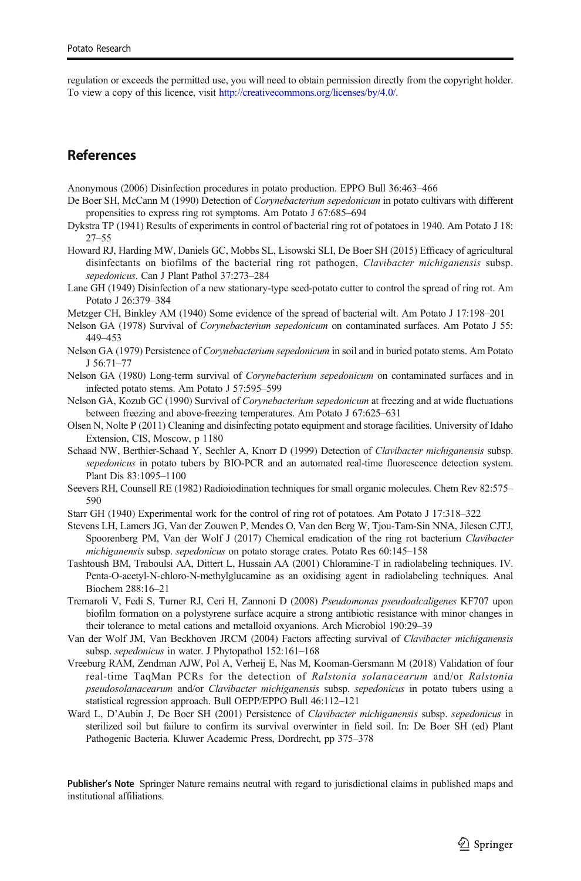regulation or exceeds the permitted use, you will need to obtain permission directly from the copyright holder. To view a copy of this licence, visit http://creativecommons.org/licenses/by/4.0/.

## References

Anonymous (2006) Disinfection procedures in potato production. EPPO Bull 36:463–466

De Boer SH, McCann M (1990) Detection of *Corynebacterium sepedonicum* in potato cultivars with different propensities to express ring rot symptoms. Am Potato J 67:685–694

Dykstra TP (1941) Results of experiments in control of bacterial ring rot of potatoes in 1940. Am Potato J 18: 27–55

Howard RJ, Harding MW, Daniels GC, Mobbs SL, Lisowski SLI, De Boer SH (2015) Efficacy of agricultural disinfectants on biofilms of the bacterial ring rot pathogen, *Clavibacter michiganensis* subsp. *sepedonicus*. Can J Plant Pathol 37:273–284

Lane GH (1949) Disinfection of a new stationary-type seed-potato cutter to control the spread of ring rot. Am Potato J 26:379–384

Metzger CH, Binkley AM (1940) Some evidence of the spread of bacterial wilt. Am Potato J 17:198–201

Nelson GA (1978) Survival of *Corynebacterium sepedonicum* on contaminated surfaces. Am Potato J 55: 449–453

Nelson GA (1979) Persistence of *Corynebacterium sepedonicum* in soil and in buried potato stems. Am Potato J 56:71–77

Nelson GA (1980) Long-term survival of *Corynebacterium sepedonicum* on contaminated surfaces and in infected potato stems. Am Potato J 57:595–599

Nelson GA, Kozub GC (1990) Survival of *Corynebacterium sepedonicum* at freezing and at wide fluctuations between freezing and above-freezing temperatures. Am Potato J 67:625–631

Olsen N, Nolte P (2011) Cleaning and disinfecting potato equipment and storage facilities. University of Idaho Extension, CIS, Moscow, p 1180

Schaad NW, Berthier-Schaad Y, Sechler A, Knorr D (1999) Detection of *Clavibacter michiganensis* subsp. *sepedonicus* in potato tubers by BIO-PCR and an automated real-time fluorescence detection system. Plant Dis 83:1095–1100

Seevers RH, Counsell RE (1982) Radioiodination techniques for small organic molecules. Chem Rev 82:575–590

Starr GH (1940) Experimental work for the control of ring rot of potatoes. Am Potato J 17:318–322

Stevens LH, Lamers JG, Van der Zouwen P, Mendes O, Van den Berg W, Tjou-Tam-Sin NNA, Jilesen CJTJ, Spoorenberg PM, Van der Wolf JM (2017) Chemical eradication of the ring rot bacterium *Clavibacter michiganensis* subsp. *sepedonicus* on potato storage crates. Potato Res 60:145–158

Tashtoush BM, Traboulsi AA, Dittert L, Hussain AA (2001) Chloramine-T in radiolabeling techniques. IV. Penta-O-acetyl-N-chloro-N-methylglucamine as an oxidising agent in radiolabeling techniques. Anal Biochem 288:16–21

Tremaroli V, Fedi S, Turner RJ, Ceri H, Zannoni D (2008) *Pseudomonas pseudoalcaligenes* KF707 upon biofilm formation on a polystyrene surface acquire a strong antibiotic resistance with minor changes in their tolerance to metal cations and metalloid oxyanions. Arch Microbiol 190:29–39

Van der Wolf JM, Van Beckhoven JRCM (2004) Factors affecting survival of *Clavibacter michiganensis* subsp. *sepedonicus* in water. J Phytopathol 152:161–168

Vreeburg RAM, Zendman AJW, Pol A, Verheij E, Nas M, Kooman-Gersmann M (2018) Validation of four real-time TaqMan PCRs for the detection of *Ralstonia solanacearum* and/or *Ralstonia pseudosolanacearum* and/or *Clavibacter michiganensis* subsp. *sepedonicus* in potato tubers using a statistical regression approach. Bull OEPP/EPPO Bull 46:112–121

Ward L, D'Aubin J, De Boer SH (2001) Persistence of *Clavibacter michiganensis* subsp. *sepedonicus* in sterilized soil but failure to confirm its survival overwinter in field soil. In: De Boer SH (ed) Plant Pathogenic Bacteria. Kluwer Academic Press, Dordrecht, pp 375–378

**Publisher's Note** Springer Nature remains neutral with regard to jurisdictional claims in published maps and institutional affiliations.